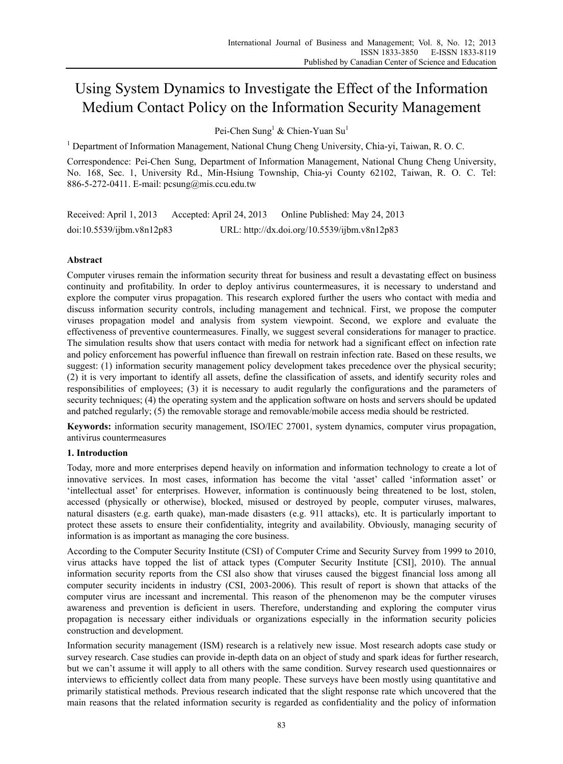# Using System Dynamics to Investigate the Effect of the Information Medium Contact Policy on the Information Security Management

Pei-Chen Sung[1] & Chien-Yuan Su[1]

[1] Department of Information Management, National Chung Cheng University, Chia-yi, Taiwan, R. O. C.

Correspondence: Pei-Chen Sung, Department of Information Management, National Chung Cheng University, No. 168, Sec. 1, University Rd., Min-Hsiung Township, Chia-yi County 62102, Taiwan, R. O. C. Tel: 886-5-272-0411. E-mail: pcsung@mis.ccu.edu.tw

Received: April 1, 2013 Accepted: April 24, 2013 Online Published: May 24, 2013

doi:10.5539/ijbm.v8n12p83 URL: http://dx.doi.org/10.5539/ijbm.v8n12p83

## Abstract

Computer viruses remain the information security threat for business and result a devastating effect on business continuity and profitability. In order to deploy antivirus countermeasures, it is necessary to understand and explore the computer virus propagation. This research explored further the users who contact with media and discuss information security controls, including management and technical. First, we propose the computer viruses propagation model and analysis from system viewpoint. Second, we explore and evaluate the effectiveness of preventive countermeasures. Finally, we suggest several considerations for manager to practice. The simulation results show that users contact with media for network had a significant effect on infection rate and policy enforcement has powerful influence than firewall on restrain infection rate. Based on these results, we suggest: (1) information security management policy development takes precedence over the physical security; (2) it is very important to identify all assets, define the classification of assets, and identify security roles and responsibilities of employees; (3) it is necessary to audit regularly the configurations and the parameters of security techniques; (4) the operating system and the application software on hosts and servers should be updated and patched regularly; (5) the removable storage and removable/mobile access media should be restricted.

**Keywords:** information security management, ISO/IEC 27001, system dynamics, computer virus propagation, antivirus countermeasures

## 1. Introduction

Today, more and more enterprises depend heavily on information and information technology to create a lot of innovative services. In most cases, information has become the vital 'asset' called 'information asset' or 'intellectual asset' for enterprises. However, information is continuously being threatened to be lost, stolen, accessed (physically or otherwise), blocked, misused or destroyed by people, computer viruses, malwares, natural disasters (e.g. earth quake), man-made disasters (e.g. 911 attacks), etc. It is particularly important to protect these assets to ensure their confidentiality, integrity and availability. Obviously, managing security of information is as important as managing the core business.

According to the Computer Security Institute (CSI) of Computer Crime and Security Survey from 1999 to 2010, virus attacks have topped the list of attack types (Computer Security Institute [CSI], 2010). The annual information security reports from the CSI also show that viruses caused the biggest financial loss among all computer security incidents in industry (CSI, 2003-2006). This result of report is shown that attacks of the computer virus are incessant and incremental. This reason of the phenomenon may be the computer viruses awareness and prevention is deficient in users. Therefore, understanding and exploring the computer virus propagation is necessary either individuals or organizations especially in the information security policies construction and development.

Information security management (ISM) research is a relatively new issue. Most research adopts case study or survey research. Case studies can provide in-depth data on an object of study and spark ideas for further research, but we can't assume it will apply to all others with the same condition. Survey research used questionnaires or interviews to efficiently collect data from many people. These surveys have been mostly using quantitative and primarily statistical methods. Previous research indicated that the slight response rate which uncovered that the main reasons that the related information security is regarded as confidentiality and the policy of information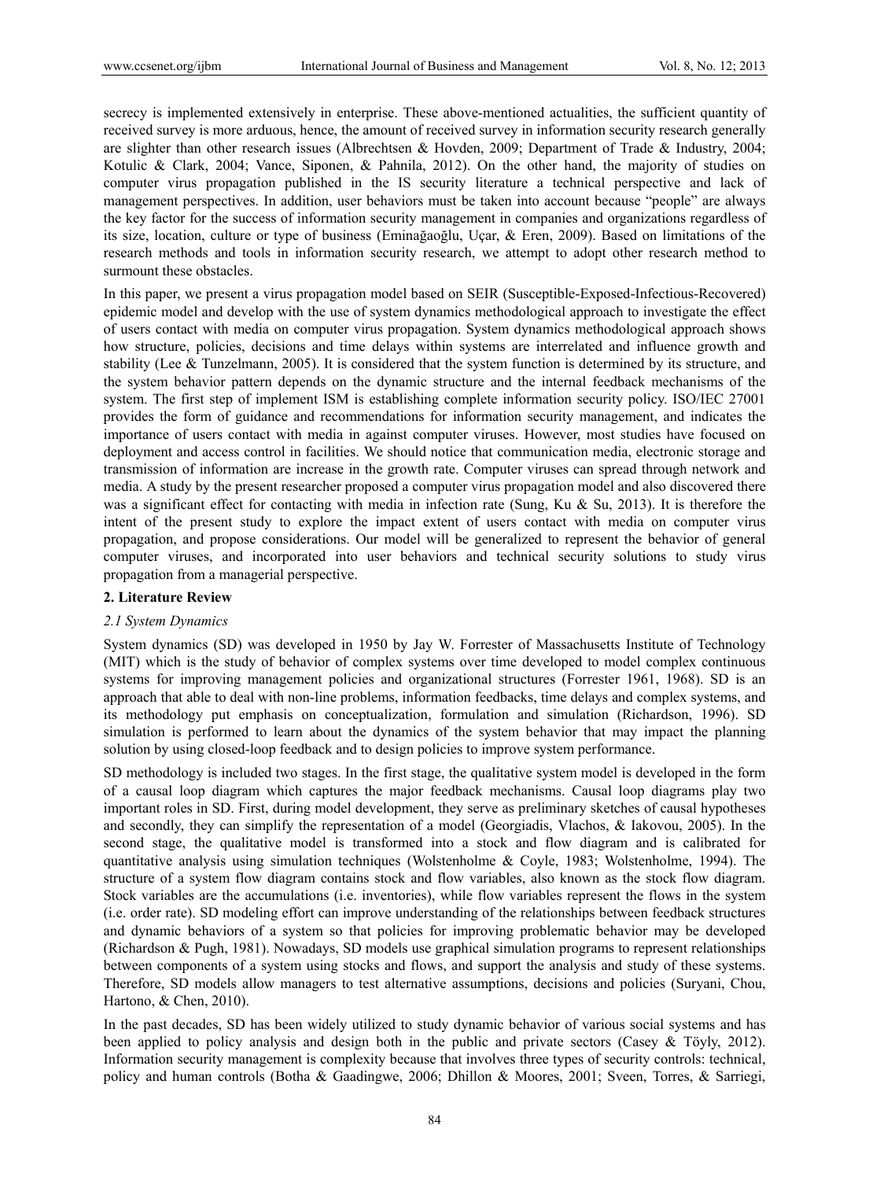secrecy is implemented extensively in enterprise. These above-mentioned actualities, the sufficient quantity of received survey is more arduous, hence, the amount of received survey in information security research generally are slighter than other research issues (Albrechtsen & Hovden, 2009; Department of Trade & Industry, 2004; Kotulic & Clark, 2004; Vance, Siponen, & Pahnila, 2012). On the other hand, the majority of studies on computer virus propagation published in the IS security literature a technical perspective and lack of management perspectives. In addition, user behaviors must be taken into account because "people" are always the key factor for the success of information security management in companies and organizations regardless of its size, location, culture or type of business (Eminağaoğlu, Uçar, & Eren, 2009). Based on limitations of the research methods and tools in information security research, we attempt to adopt other research method to surmount these obstacles.

In this paper, we present a virus propagation model based on SEIR (Susceptible-Exposed-Infectious-Recovered) epidemic model and develop with the use of system dynamics methodological approach to investigate the effect of users contact with media on computer virus propagation. System dynamics methodological approach shows how structure, policies, decisions and time delays within systems are interrelated and influence growth and stability (Lee & Tunzelmann, 2005). It is considered that the system function is determined by its structure, and the system behavior pattern depends on the dynamic structure and the internal feedback mechanisms of the system. The first step of implement ISM is establishing complete information security policy. ISO/IEC 27001 provides the form of guidance and recommendations for information security management, and indicates the importance of users contact with media in against computer viruses. However, most studies have focused on deployment and access control in facilities. We should notice that communication media, electronic storage and transmission of information are increase in the growth rate. Computer viruses can spread through network and media. A study by the present researcher proposed a computer virus propagation model and also discovered there was a significant effect for contacting with media in infection rate (Sung, Ku & Su, 2013). It is therefore the intent of the present study to explore the impact extent of users contact with media on computer virus propagation, and propose considerations. Our model will be generalized to represent the behavior of general computer viruses, and incorporated into user behaviors and technical security solutions to study virus propagation from a managerial perspective.

## 2. Literature Review

### *2.1 System Dynamics*

System dynamics (SD) was developed in 1950 by Jay W. Forrester of Massachusetts Institute of Technology (MIT) which is the study of behavior of complex systems over time developed to model complex continuous systems for improving management policies and organizational structures (Forrester 1961, 1968). SD is an approach that able to deal with non-line problems, information feedbacks, time delays and complex systems, and its methodology put emphasis on conceptualization, formulation and simulation (Richardson, 1996). SD simulation is performed to learn about the dynamics of the system behavior that may impact the planning solution by using closed-loop feedback and to design policies to improve system performance.

SD methodology is included two stages. In the first stage, the qualitative system model is developed in the form of a causal loop diagram which captures the major feedback mechanisms. Causal loop diagrams play two important roles in SD. First, during model development, they serve as preliminary sketches of causal hypotheses and secondly, they can simplify the representation of a model (Georgiadis, Vlachos, & Iakovou, 2005). In the second stage, the qualitative model is transformed into a stock and flow diagram and is calibrated for quantitative analysis using simulation techniques (Wolstenholme & Coyle, 1983; Wolstenholme, 1994). The structure of a system flow diagram contains stock and flow variables, also known as the stock flow diagram. Stock variables are the accumulations (i.e. inventories), while flow variables represent the flows in the system (i.e. order rate). SD modeling effort can improve understanding of the relationships between feedback structures and dynamic behaviors of a system so that policies for improving problematic behavior may be developed (Richardson & Pugh, 1981). Nowadays, SD models use graphical simulation programs to represent relationships between components of a system using stocks and flows, and support the analysis and study of these systems. Therefore, SD models allow managers to test alternative assumptions, decisions and policies (Suryani, Chou, Hartono, & Chen, 2010).

In the past decades, SD has been widely utilized to study dynamic behavior of various social systems and has been applied to policy analysis and design both in the public and private sectors (Casey & Töyly, 2012). Information security management is complexity because that involves three types of security controls: technical, policy and human controls (Botha & Gaadingwe, 2006; Dhillon & Moores, 2001; Sveen, Torres, & Sarriegi,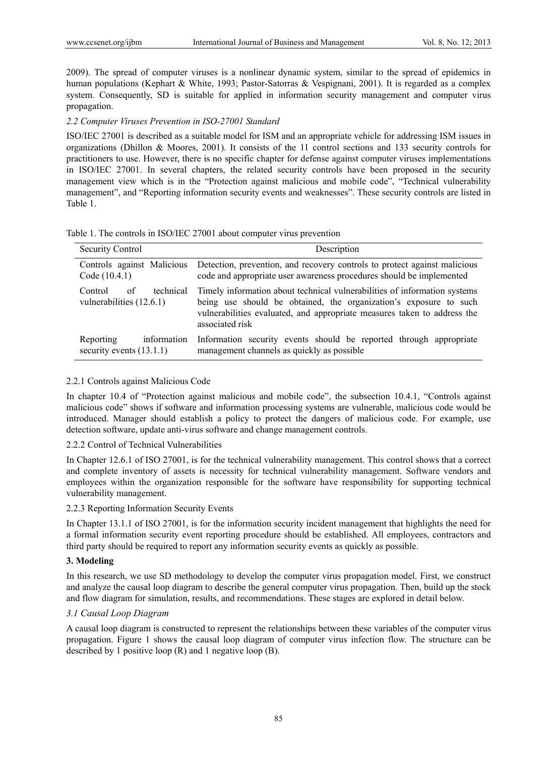2009). The spread of computer viruses is a nonlinear dynamic system, similar to the spread of epidemics in human populations (Kephart & White, 1993; Pastor-Satorras & Vespignani, 2001). It is regarded as a complex system. Consequently, SD is suitable for applied in information security management and computer virus propagation.

### *2.2 Computer Viruses Prevention in ISO-27001 Standard*

ISO/IEC 27001 is described as a suitable model for ISM and an appropriate vehicle for addressing ISM issues in organizations (Dhillon & Moores, 2001). It consists of the 11 control sections and 133 security controls for practitioners to use. However, there is no specific chapter for defense against computer viruses implementations in ISO/IEC 27001. In several chapters, the related security controls have been proposed in the security management view which is in the "Protection against malicious and mobile code", "Technical vulnerability management", and "Reporting information security events and weaknesses". These security controls are listed in Table 1.

Table 1. The controls in ISO/IEC 27001 about computer virus prevention

| Security Control | Description |
| --- | --- |
| Controls against Malicious Code (10.4.1) | Detection, prevention, and recovery controls to protect against malicious code and appropriate user awareness procedures should be implemented |
| Control of technical vulnerabilities (12.6.1) | Timely information about technical vulnerabilities of information systems being use should be obtained, the organization's exposure to such vulnerabilities evaluated, and appropriate measures taken to address the associated risk |
| Reporting information security events (13.1.1) | Information security events should be reported through appropriate management channels as quickly as possible |

#### 2.2.1 Controls against Malicious Code

In chapter 10.4 of "Protection against malicious and mobile code", the subsection 10.4.1, "Controls against malicious code" shows if software and information processing systems are vulnerable, malicious code would be introduced. Manager should establish a policy to protect the dangers of malicious code. For example, use detection software, update anti-virus software and change management controls.

#### 2.2.2 Control of Technical Vulnerabilities

In Chapter 12.6.1 of ISO 27001, is for the technical vulnerability management. This control shows that a correct and complete inventory of assets is necessity for technical vulnerability management. Software vendors and employees within the organization responsible for the software have responsibility for supporting technical vulnerability management.

#### 2.2.3 Reporting Information Security Events

In Chapter 13.1.1 of ISO 27001, is for the information security incident management that highlights the need for a formal information security event reporting procedure should be established. All employees, contractors and third party should be required to report any information security events as quickly as possible.

## 3. Modeling

In this research, we use SD methodology to develop the computer virus propagation model. First, we construct and analyze the causal loop diagram to describe the general computer virus propagation. Then, build up the stock and flow diagram for simulation, results, and recommendations. These stages are explored in detail below.

### *3.1 Causal Loop Diagram*

A causal loop diagram is constructed to represent the relationships between these variables of the computer virus propagation. Figure 1 shows the causal loop diagram of computer virus infection flow. The structure can be described by 1 positive loop (R) and 1 negative loop (B).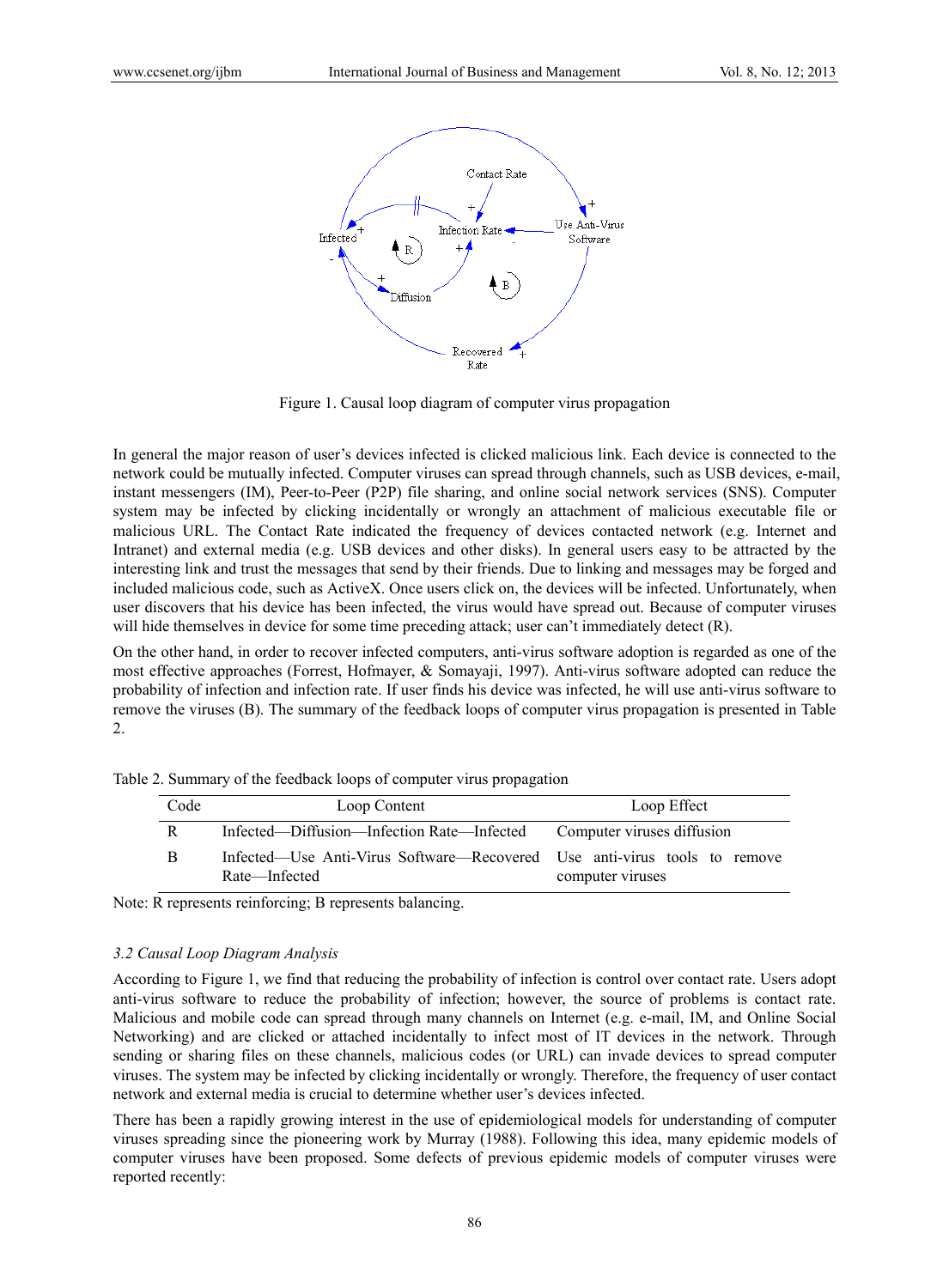Figure 1. Causal loop diagram of computer virus propagation

In general the major reason of user's devices infected is clicked malicious link. Each device is connected to the network could be mutually infected. Computer viruses can spread through channels, such as USB devices, e-mail, instant messengers (IM), Peer-to-Peer (P2P) file sharing, and online social network services (SNS). Computer system may be infected by clicking incidentally or wrongly an attachment of malicious executable file or malicious URL. The Contact Rate indicated the frequency of devices contacted network (e.g. Internet and Intranet) and external media (e.g. USB devices and other disks). In general users easy to be attracted by the interesting link and trust the messages that send by their friends. Due to linking and messages may be forged and included malicious code, such as ActiveX. Once users click on, the devices will be infected. Unfortunately, when user discovers that his device has been infected, the virus would have spread out. Because of computer viruses will hide themselves in device for some time preceding attack; user can't immediately detect (R).

On the other hand, in order to recover infected computers, anti-virus software adoption is regarded as one of the most effective approaches (Forrest, Hofmayer, & Somayaji, 1997). Anti-virus software adopted can reduce the probability of infection and infection rate. If user finds his device was infected, he will use anti-virus software to remove the viruses (B). The summary of the feedback loops of computer virus propagation is presented in Table 2.

Table 2. Summary of the feedback loops of computer virus propagation

| Code | Loop Content | Loop Effect |
|---|---|---|
| R | Infected—Diffusion—Infection Rate—Infected | Computer viruses diffusion |
| B | Infected—Use Anti-Virus Software—Recovered Rate—Infected | Use anti-virus tools to remove computer viruses |

Note: R represents reinforcing; B represents balancing.

### *3.2 Causal Loop Diagram Analysis*

According to Figure 1, we find that reducing the probability of infection is control over contact rate. Users adopt anti-virus software to reduce the probability of infection; however, the source of problems is contact rate. Malicious and mobile code can spread through many channels on Internet (e.g. e-mail, IM, and Online Social Networking) and are clicked or attached incidentally to infect most of IT devices in the network. Through sending or sharing files on these channels, malicious codes (or URL) can invade devices to spread computer viruses. The system may be infected by clicking incidentally or wrongly. Therefore, the frequency of user contact network and external media is crucial to determine whether user's devices infected.

There has been a rapidly growing interest in the use of epidemiological models for understanding of computer viruses spreading since the pioneering work by Murray (1988). Following this idea, many epidemic models of computer viruses have been proposed. Some defects of previous epidemic models of computer viruses were reported recently: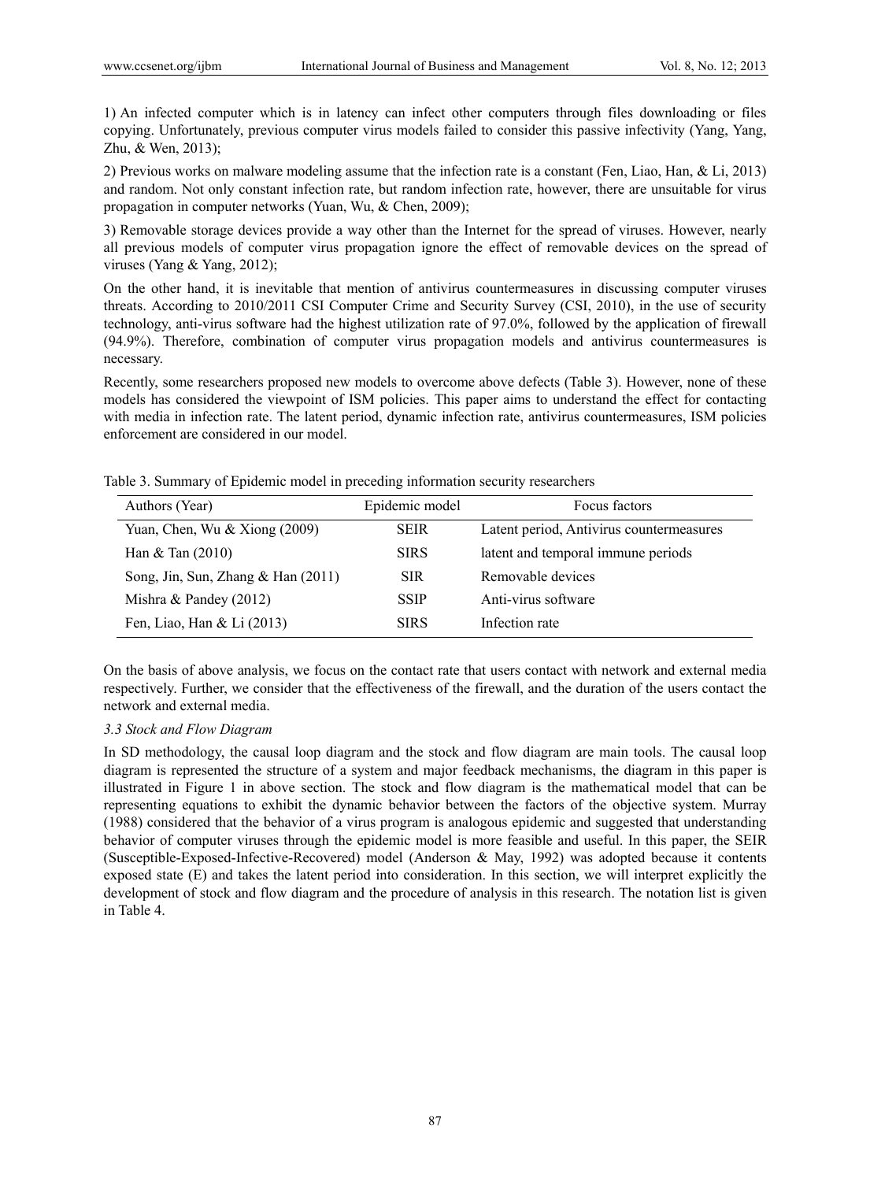1) An infected computer which is in latency can infect other computers through files downloading or files copying. Unfortunately, previous computer virus models failed to consider this passive infectivity (Yang, Yang, Zhu, & Wen, 2013);

2) Previous works on malware modeling assume that the infection rate is a constant (Fen, Liao, Han, & Li, 2013) and random. Not only constant infection rate, but random infection rate, however, there are unsuitable for virus propagation in computer networks (Yuan, Wu, & Chen, 2009);

3) Removable storage devices provide a way other than the Internet for the spread of viruses. However, nearly all previous models of computer virus propagation ignore the effect of removable devices on the spread of viruses (Yang & Yang, 2012);

On the other hand, it is inevitable that mention of antivirus countermeasures in discussing computer viruses threats. According to 2010/2011 CSI Computer Crime and Security Survey (CSI, 2010), in the use of security technology, anti-virus software had the highest utilization rate of 97.0%, followed by the application of firewall (94.9%). Therefore, combination of computer virus propagation models and antivirus countermeasures is necessary.

Recently, some researchers proposed new models to overcome above defects (Table 3). However, none of these models has considered the viewpoint of ISM policies. This paper aims to understand the effect for contacting with media in infection rate. The latent period, dynamic infection rate, antivirus countermeasures, ISM policies enforcement are considered in our model.

Table 3. Summary of Epidemic model in preceding information security researchers

| Authors (Year) | Epidemic model | Focus factors |
|---|---|---|
| Yuan, Chen, Wu & Xiong (2009) | SEIR | Latent period, Antivirus countermeasures |
| Han & Tan (2010) | SIRS | latent and temporal immune periods |
| Song, Jin, Sun, Zhang & Han (2011) | SIR | Removable devices |
| Mishra & Pandey (2012) | SSIP | Anti-virus software |
| Fen, Liao, Han & Li (2013) | SIRS | Infection rate |

On the basis of above analysis, we focus on the contact rate that users contact with network and external media respectively. Further, we consider that the effectiveness of the firewall, and the duration of the users contact the network and external media.

### *3.3 Stock and Flow Diagram*

In SD methodology, the causal loop diagram and the stock and flow diagram are main tools. The causal loop diagram is represented the structure of a system and major feedback mechanisms, the diagram in this paper is illustrated in Figure 1 in above section. The stock and flow diagram is the mathematical model that can be representing equations to exhibit the dynamic behavior between the factors of the objective system. Murray (1988) considered that the behavior of a virus program is analogous epidemic and suggested that understanding behavior of computer viruses through the epidemic model is more feasible and useful. In this paper, the SEIR (Susceptible-Exposed-Infective-Recovered) model (Anderson & May, 1992) was adopted because it contents exposed state (E) and takes the latent period into consideration. In this section, we will interpret explicitly the development of stock and flow diagram and the procedure of analysis in this research. The notation list is given in Table 4.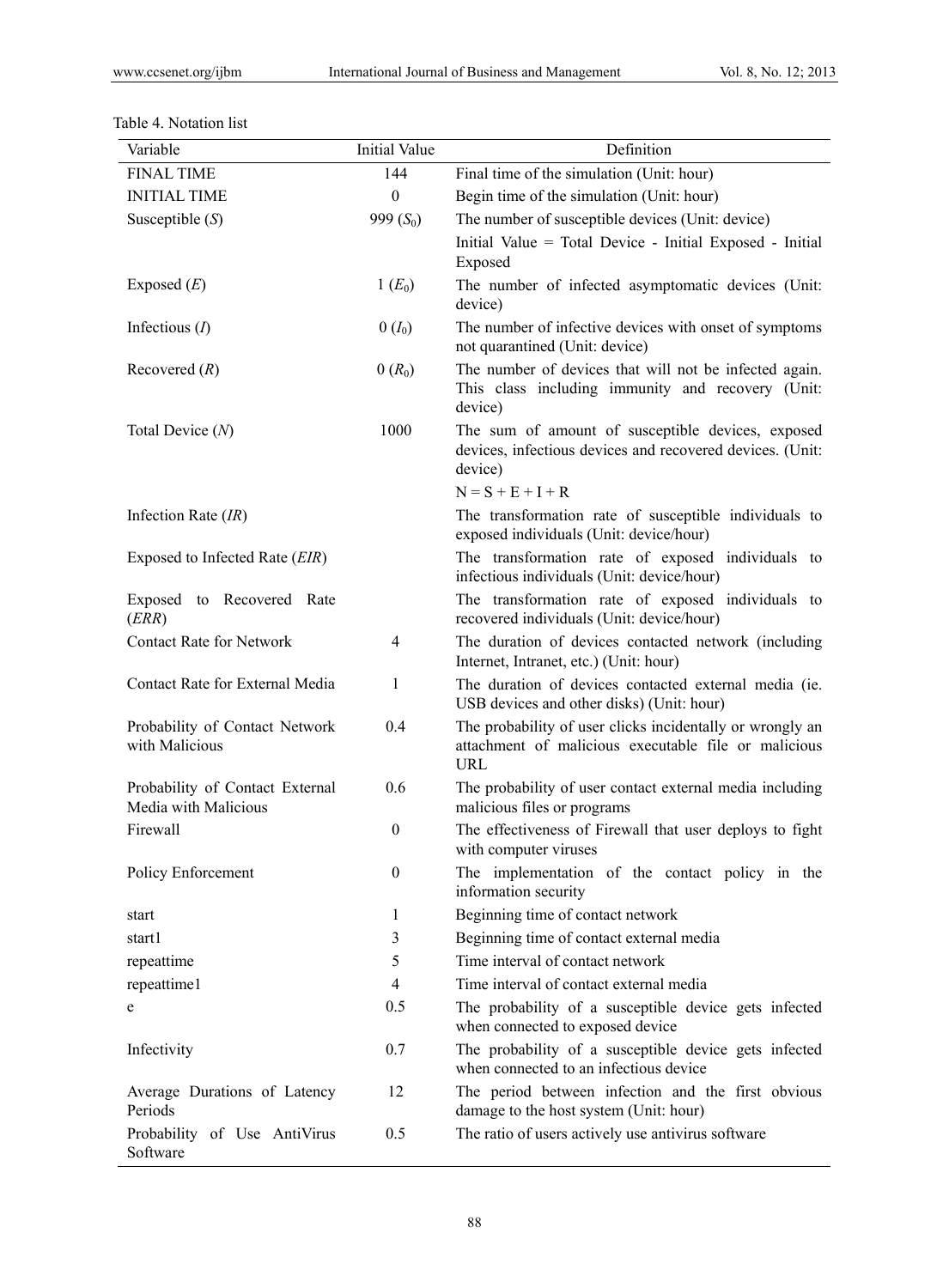Table 4. Notation list

| Variable | Initial Value | Definition |
|---|---|---|
| FINAL TIME | 144 | Final time of the simulation (Unit: hour) |
| INITIAL TIME | 0 | Begin time of the simulation (Unit: hour) |
| Susceptible (*S*) | 999 ($S_0$) | The number of susceptible devices (Unit: device) Initial Value = Total Device - Initial Exposed - Initial Exposed |
| Exposed (*E*) | 1 ($E_0$) | The number of infected asymptomatic devices (Unit: device) |
| Infectious (*I*) | 0 ($I_0$) | The number of infective devices with onset of symptoms not quarantined (Unit: device) |
| Recovered (*R*) | 0 ($R_0$) | The number of devices that will not be infected again. This class including immunity and recovery (Unit: device) |
| Total Device (*N*) | 1000 | The sum of amount of susceptible devices, exposed devices, infectious devices and recovered devices. (Unit: device) $N = S + E + I + R$ |
| Infection Rate (*IR*) | | The transformation rate of susceptible individuals to exposed individuals (Unit: device/hour) |
| Exposed to Infected Rate (*EIR*) | | The transformation rate of exposed individuals to infectious individuals (Unit: device/hour) |
| Exposed to Recovered Rate (*ERR*) | | The transformation rate of exposed individuals to recovered individuals (Unit: device/hour) |
| Contact Rate for Network | 4 | The duration of devices contacted network (including Internet, Intranet, etc.) (Unit: hour) |
| Contact Rate for External Media | 1 | The duration of devices contacted external media (ie. USB devices and other disks) (Unit: hour) |
| Probability of Contact Network with Malicious | 0.4 | The probability of user clicks incidentally or wrongly an attachment of malicious executable file or malicious URL |
| Probability of Contact External Media with Malicious | 0.6 | The probability of user contact external media including malicious files or programs |
| Firewall | 0 | The effectiveness of Firewall that user deploys to fight with computer viruses |
| Policy Enforcement | 0 | The implementation of the contact policy in the information security |
| start | 1 | Beginning time of contact network |
| start1 | 3 | Beginning time of contact external media |
| repeattime | 5 | Time interval of contact network |
| repeattime1 | 4 | Time interval of contact external media |
| e | 0.5 | The probability of a susceptible device gets infected when connected to exposed device |
| Infectivity | 0.7 | The probability of a susceptible device gets infected when connected to an infectious device |
| Average Durations of Latency Periods | 12 | The period between infection and the first obvious damage to the host system (Unit: hour) |
| Probability of Use AntiVirus Software | 0.5 | The ratio of users actively use antivirus software |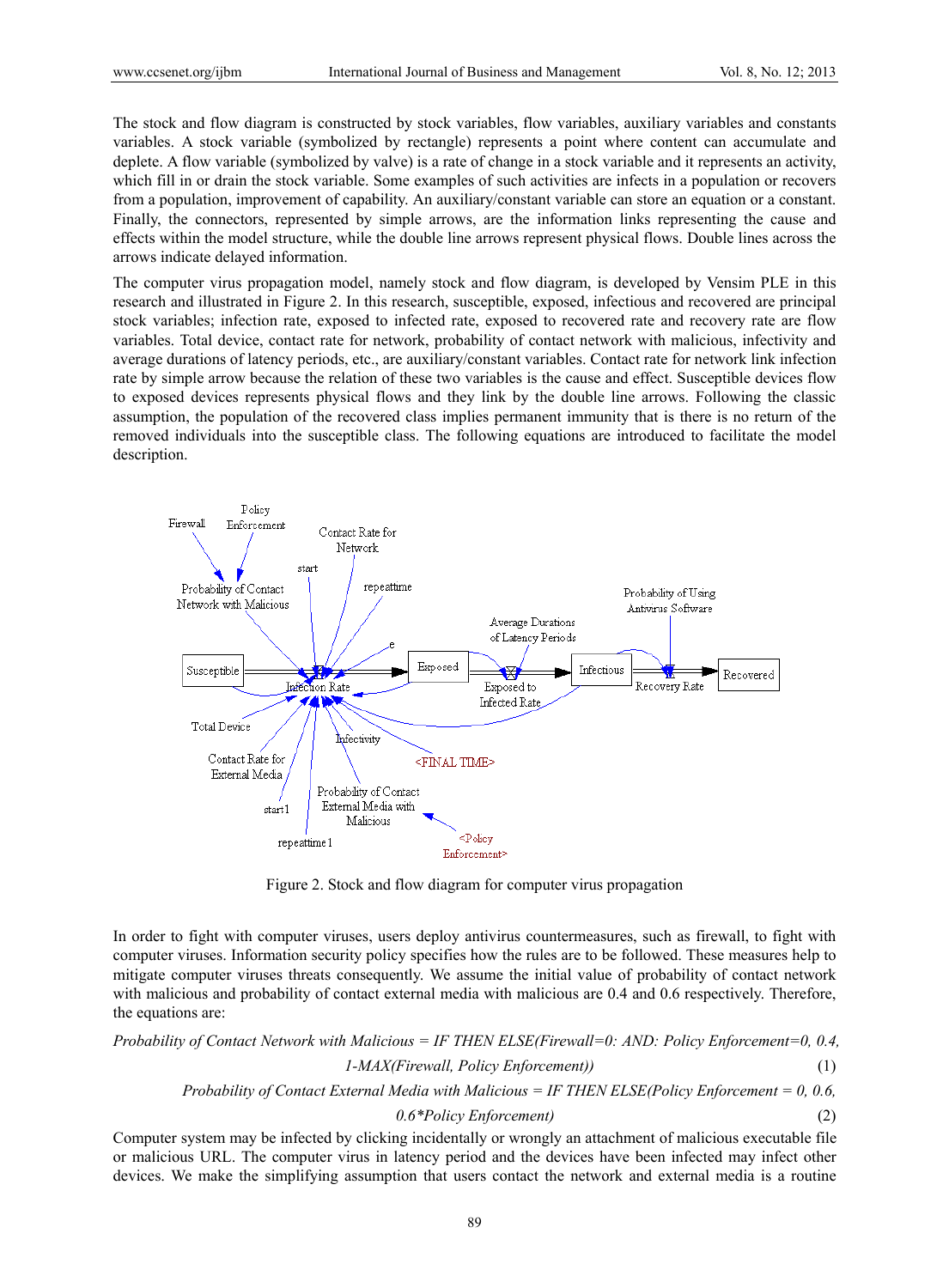The stock and flow diagram is constructed by stock variables, flow variables, auxiliary variables and constants variables. A stock variable (symbolized by rectangle) represents a point where content can accumulate and deplete. A flow variable (symbolized by valve) is a rate of change in a stock variable and it represents an activity, which fill in or drain the stock variable. Some examples of such activities are infects in a population or recovers from a population, improvement of capability. An auxiliary/constant variable can store an equation or a constant. Finally, the connectors, represented by simple arrows, are the information links representing the cause and effects within the model structure, while the double line arrows represent physical flows. Double lines across the arrows indicate delayed information.

The computer virus propagation model, namely stock and flow diagram, is developed by Vensim PLE in this research and illustrated in Figure 2. In this research, susceptible, exposed, infectious and recovered are principal stock variables; infection rate, exposed to infected rate, exposed to recovered rate and recovery rate are flow variables. Total device, contact rate for network, probability of contact network with malicious, infectivity and average durations of latency periods, etc., are auxiliary/constant variables. Contact rate for network link infection rate by simple arrow because the relation of these two variables is the cause and effect. Susceptible devices flow to exposed devices represents physical flows and they link by the double line arrows. Following the classic assumption, the population of the recovered class implies permanent immunity that is there is no return of the removed individuals into the susceptible class. The following equations are introduced to facilitate the model description.

Figure 2. Stock and flow diagram for computer virus propagation

In order to fight with computer viruses, users deploy antivirus countermeasures, such as firewall, to fight with computer viruses. Information security policy specifies how the rules are to be followed. These measures help to mitigate computer viruses threats consequently. We assume the initial value of probability of contact network with malicious and probability of contact external media with malicious are 0.4 and 0.6 respectively. Therefore, the equations are:

*Probability of Contact Network with Malicious = IF THEN ELSE(Firewall=0: AND: Policy Enforcement=0, 0.4, 1-MAX(Firewall, Policy Enforcement))* (1)

*Probability of Contact External Media with Malicious = IF THEN ELSE(Policy Enforcement = 0, 0.6, 0.6\*Policy Enforcement)* (2)

Computer system may be infected by clicking incidentally or wrongly an attachment of malicious executable file or malicious URL. The computer virus in latency period and the devices have been infected may infect other devices. We make the simplifying assumption that users contact the network and external media is a routine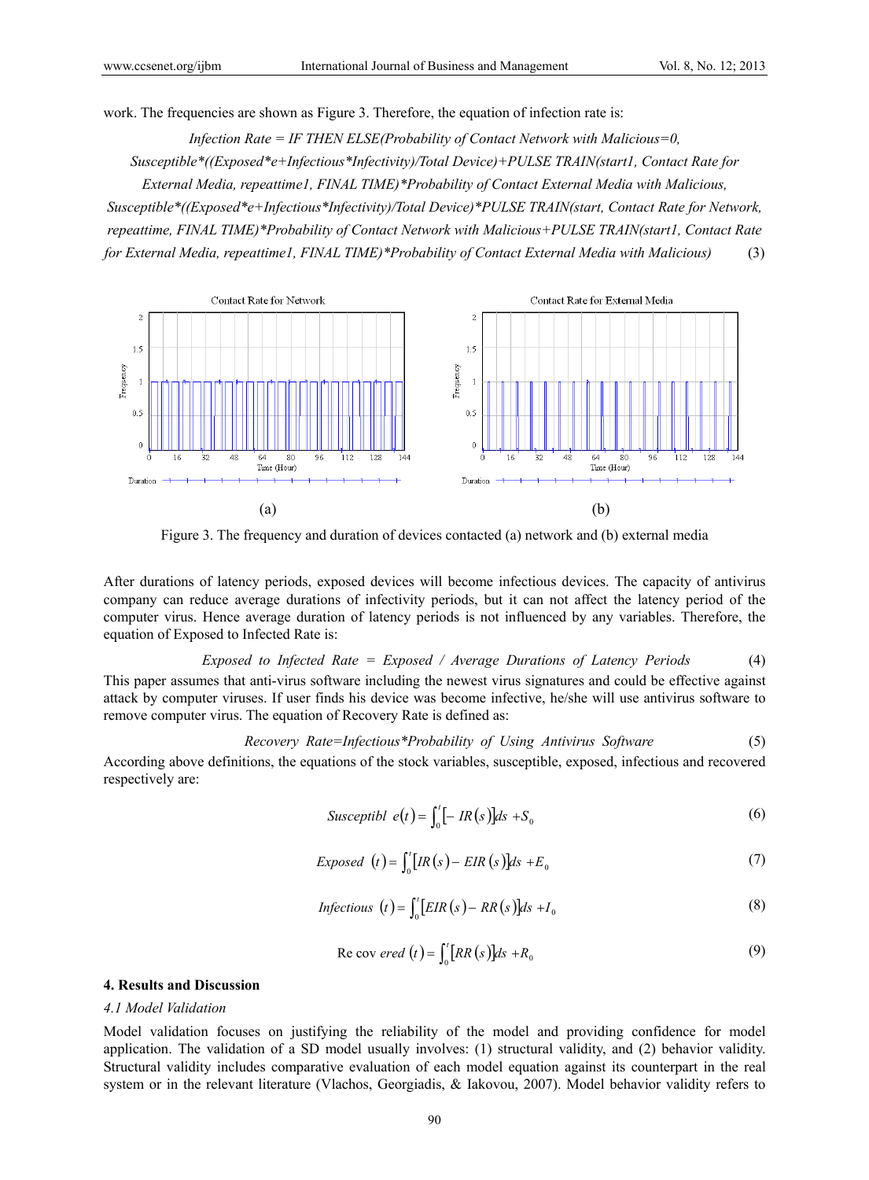work. The frequencies are shown as Figure 3. Therefore, the equation of infection rate is:

*Infection Rate = IF THEN ELSE(Probability of Contact Network with Malicious=0, Susceptible*((Exposed*e+Infectious*Infectivity)/Total Device)+PULSE TRAIN(start1, Contact Rate for External Media, repeattime1, FINAL TIME)*Probability of Contact External Media with Malicious, Susceptible*((Exposed*e+Infectious*Infectivity)/Total Device)*PULSE TRAIN(start, Contact Rate for Network, repeattime, FINAL TIME)*Probability of Contact Network with Malicious+PULSE TRAIN(start1, Contact Rate for External Media, repeattime1, FINAL TIME)*Probability of Contact External Media with Malicious)* (3)

Figure 3. The frequency and duration of devices contacted (a) network and (b) external media

After durations of latency periods, exposed devices will become infectious devices. The capacity of antivirus company can reduce average durations of infectivity periods, but it can not affect the latency period of the computer virus. Hence average duration of latency periods is not influenced by any variables. Therefore, the equation of Exposed to Infected Rate is:

$$\text{Exposed to Infected Rate} = \text{Exposed} \,/\, \text{Average Durations of Latency Periods} \tag{4}$$

This paper assumes that anti-virus software including the newest virus signatures and could be effective against attack by computer viruses. If user finds his device was become infective, he/she will use antivirus software to remove computer virus. The equation of Recovery Rate is defined as:

$$\text{Recovery Rate} = \text{Infectious} * \text{Probability of Using Antivirus Software} \tag{5}$$

According above definitions, the equations of the stock variables, susceptible, exposed, infectious and recovered respectively are:

$$\text{Susceptible}(t) = \int_0^t \left[-IR(s)\right] ds + S_0 \tag{6}$$

$$\text{Exposed}(t) = \int_0^t \left[IR(s) - EIR(s)\right] ds + E_0 \tag{7}$$

$$\text{Infectious}(t) = \int_0^t \left[EIR(s) - RR(s)\right] ds + I_0 \tag{8}$$

$$\text{Recovered}(t) = \int_0^t \left[RR(s)\right] ds + R_0 \tag{9}$$

## 4. Results and Discussion

### *4.1 Model Validation*

Model validation focuses on justifying the reliability of the model and providing confidence for model application. The validation of a SD model usually involves: (1) structural validity, and (2) behavior validity. Structural validity includes comparative evaluation of each model equation against its counterpart in the real system or in the relevant literature (Vlachos, Georgiadis, & Iakovou, 2007). Model behavior validity refers to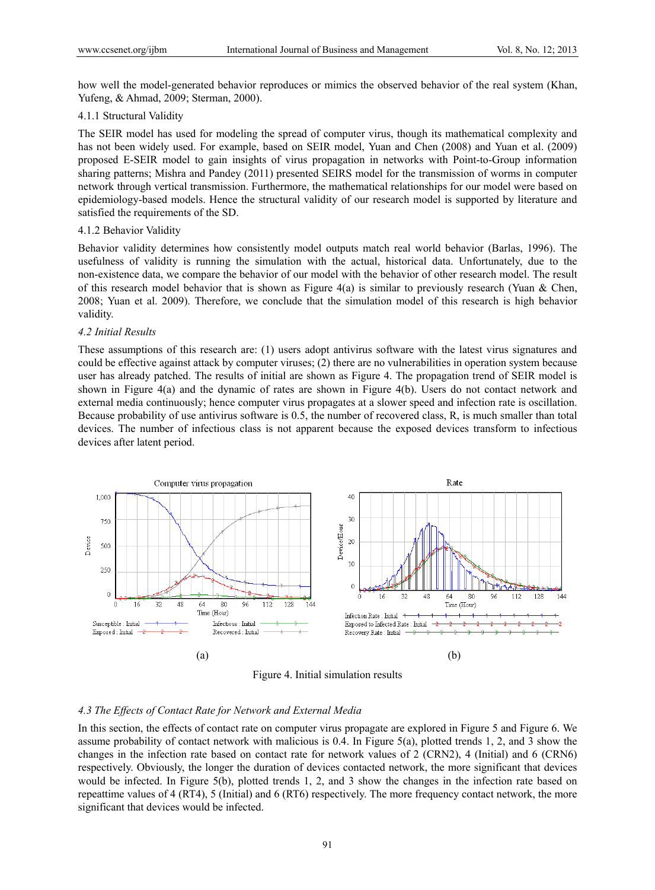how well the model-generated behavior reproduces or mimics the observed behavior of the real system (Khan, Yufeng, & Ahmad, 2009; Sterman, 2000).

#### 4.1.1 Structural Validity

The SEIR model has used for modeling the spread of computer virus, though its mathematical complexity and has not been widely used. For example, based on SEIR model, Yuan and Chen (2008) and Yuan et al. (2009) proposed E-SEIR model to gain insights of virus propagation in networks with Point-to-Group information sharing patterns; Mishra and Pandey (2011) presented SEIRS model for the transmission of worms in computer network through vertical transmission. Furthermore, the mathematical relationships for our model were based on epidemiology-based models. Hence the structural validity of our research model is supported by literature and satisfied the requirements of the SD.

#### 4.1.2 Behavior Validity

Behavior validity determines how consistently model outputs match real world behavior (Barlas, 1996). The usefulness of validity is running the simulation with the actual, historical data. Unfortunately, due to the non-existence data, we compare the behavior of our model with the behavior of other research model. The result of this research model behavior that is shown as Figure 4(a) is similar to previously research (Yuan & Chen, 2008; Yuan et al. 2009). Therefore, we conclude that the simulation model of this research is high behavior validity.

### *4.2 Initial Results*

These assumptions of this research are: (1) users adopt antivirus software with the latest virus signatures and could be effective against attack by computer viruses; (2) there are no vulnerabilities in operation system because user has already patched. The results of initial are shown as Figure 4. The propagation trend of SEIR model is shown in Figure 4(a) and the dynamic of rates are shown in Figure 4(b). Users do not contact network and external media continuously; hence computer virus propagates at a slower speed and infection rate is oscillation. Because probability of use antivirus software is 0.5, the number of recovered class, R, is much smaller than total devices. The number of infectious class is not apparent because the exposed devices transform to infectious devices after latent period.

(a) (b)

Figure 4. Initial simulation results

### *4.3 The Effects of Contact Rate for Network and External Media*

In this section, the effects of contact rate on computer virus propagate are explored in Figure 5 and Figure 6. We assume probability of contact network with malicious is 0.4. In Figure 5(a), plotted trends 1, 2, and 3 show the changes in the infection rate based on contact rate for network values of 2 (CRN2), 4 (Initial) and 6 (CRN6) respectively. Obviously, the longer the duration of devices contacted network, the more significant that devices would be infected. In Figure 5(b), plotted trends 1, 2, and 3 show the changes in the infection rate based on repeattime values of 4 (RT4), 5 (Initial) and 6 (RT6) respectively. The more frequency contact network, the more significant that devices would be infected.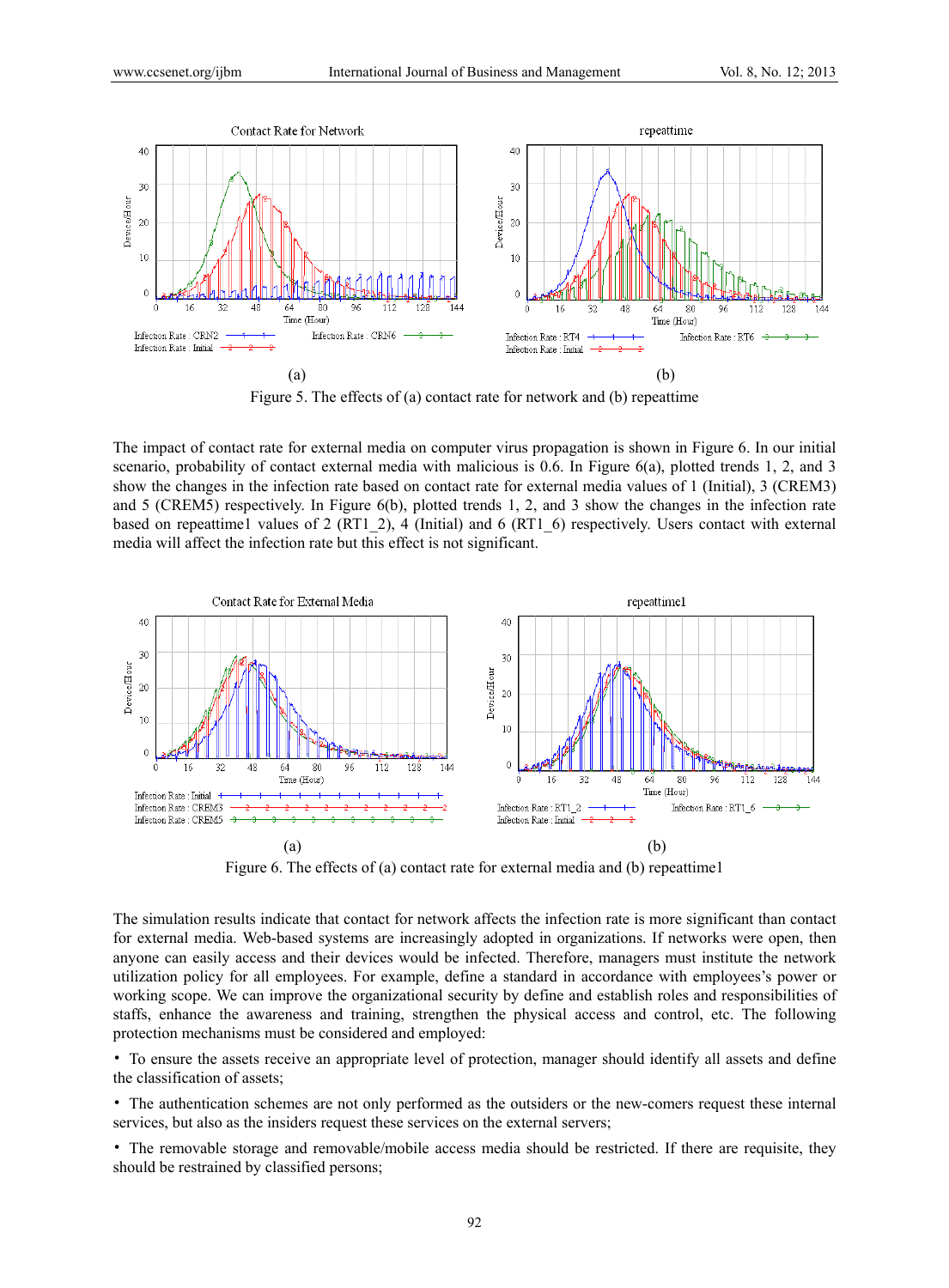Figure 5. The effects of (a) contact rate for network and (b) repeattime

The impact of contact rate for external media on computer virus propagation is shown in Figure 6. In our initial scenario, probability of contact external media with malicious is 0.6. In Figure 6(a), plotted trends 1, 2, and 3 show the changes in the infection rate based on contact rate for external media values of 1 (Initial), 3 (CREM3) and 5 (CREM5) respectively. In Figure 6(b), plotted trends 1, 2, and 3 show the changes in the infection rate based on repeattime1 values of 2 (RT1_2), 4 (Initial) and 6 (RT1_6) respectively. Users contact with external media will affect the infection rate but this effect is not significant.

Figure 6. The effects of (a) contact rate for external media and (b) repeattime1

The simulation results indicate that contact for network affects the infection rate is more significant than contact for external media. Web-based systems are increasingly adopted in organizations. If networks were open, then anyone can easily access and their devices would be infected. Therefore, managers must institute the network utilization policy for all employees. For example, define a standard in accordance with employees's power or working scope. We can improve the organizational security by define and establish roles and responsibilities of staffs, enhance the awareness and training, strengthen the physical access and control, etc. The following protection mechanisms must be considered and employed:

- To ensure the assets receive an appropriate level of protection, manager should identify all assets and define the classification of assets;
- The authentication schemes are not only performed as the outsiders or the new-comers request these internal services, but also as the insiders request these services on the external servers;
- The removable storage and removable/mobile access media should be restricted. If there are requisite, they should be restrained by classified persons;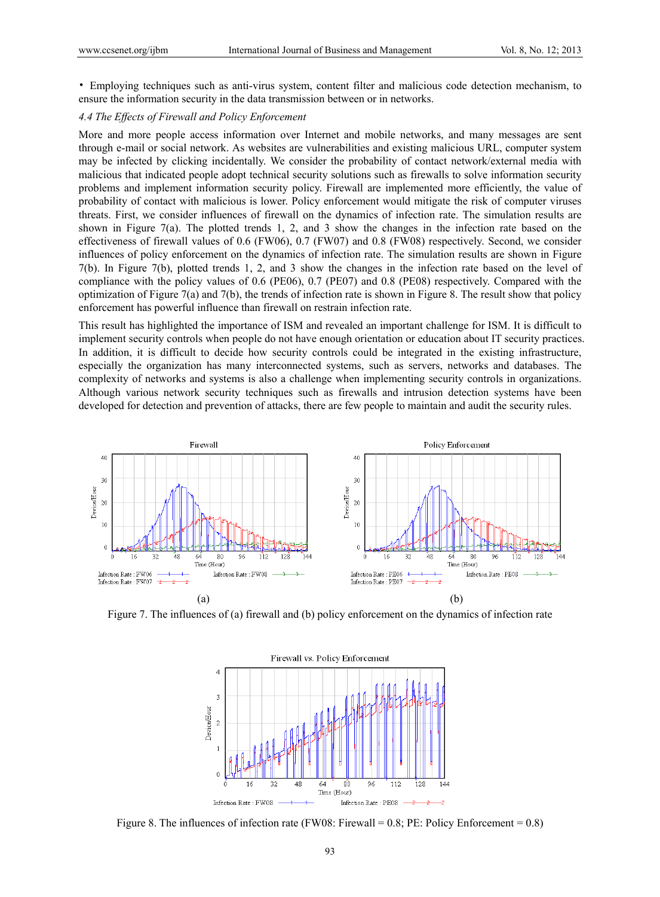• Employing techniques such as anti-virus system, content filter and malicious code detection mechanism, to ensure the information security in the data transmission between or in networks.

*4.4 The Effects of Firewall and Policy Enforcement*

More and more people access information over Internet and mobile networks, and many messages are sent through e-mail or social network. As websites are vulnerabilities and existing malicious URL, computer system may be infected by clicking incidentally. We consider the probability of contact network/external media with malicious that indicated people adopt technical security solutions such as firewalls to solve information security problems and implement information security policy. Firewall are implemented more efficiently, the value of probability of contact with malicious is lower. Policy enforcement would mitigate the risk of computer viruses threats. First, we consider influences of firewall on the dynamics of infection rate. The simulation results are shown in Figure 7(a). The plotted trends 1, 2, and 3 show the changes in the infection rate based on the effectiveness of firewall values of 0.6 (FW06), 0.7 (FW07) and 0.8 (FW08) respectively. Second, we consider influences of policy enforcement on the dynamics of infection rate. The simulation results are shown in Figure 7(b). In Figure 7(b), plotted trends 1, 2, and 3 show the changes in the infection rate based on the level of compliance with the policy values of 0.6 (PE06), 0.7 (PE07) and 0.8 (PE08) respectively. Compared with the optimization of Figure 7(a) and 7(b), the trends of infection rate is shown in Figure 8. The result show that policy enforcement has powerful influence than firewall on restrain infection rate.

This result has highlighted the importance of ISM and revealed an important challenge for ISM. It is difficult to implement security controls when people do not have enough orientation or education about IT security practices. In addition, it is difficult to decide how security controls could be integrated in the existing infrastructure, especially the organization has many interconnected systems, such as servers, networks and databases. The complexity of networks and systems is also a challenge when implementing security controls in organizations. Although various network security techniques such as firewalls and intrusion detection systems have been developed for detection and prevention of attacks, there are few people to maintain and audit the security rules.

Figure 7. The influences of (a) firewall and (b) policy enforcement on the dynamics of infection rate

Figure 8. The influences of infection rate (FW08: Firewall = 0.8; PE: Policy Enforcement = 0.8)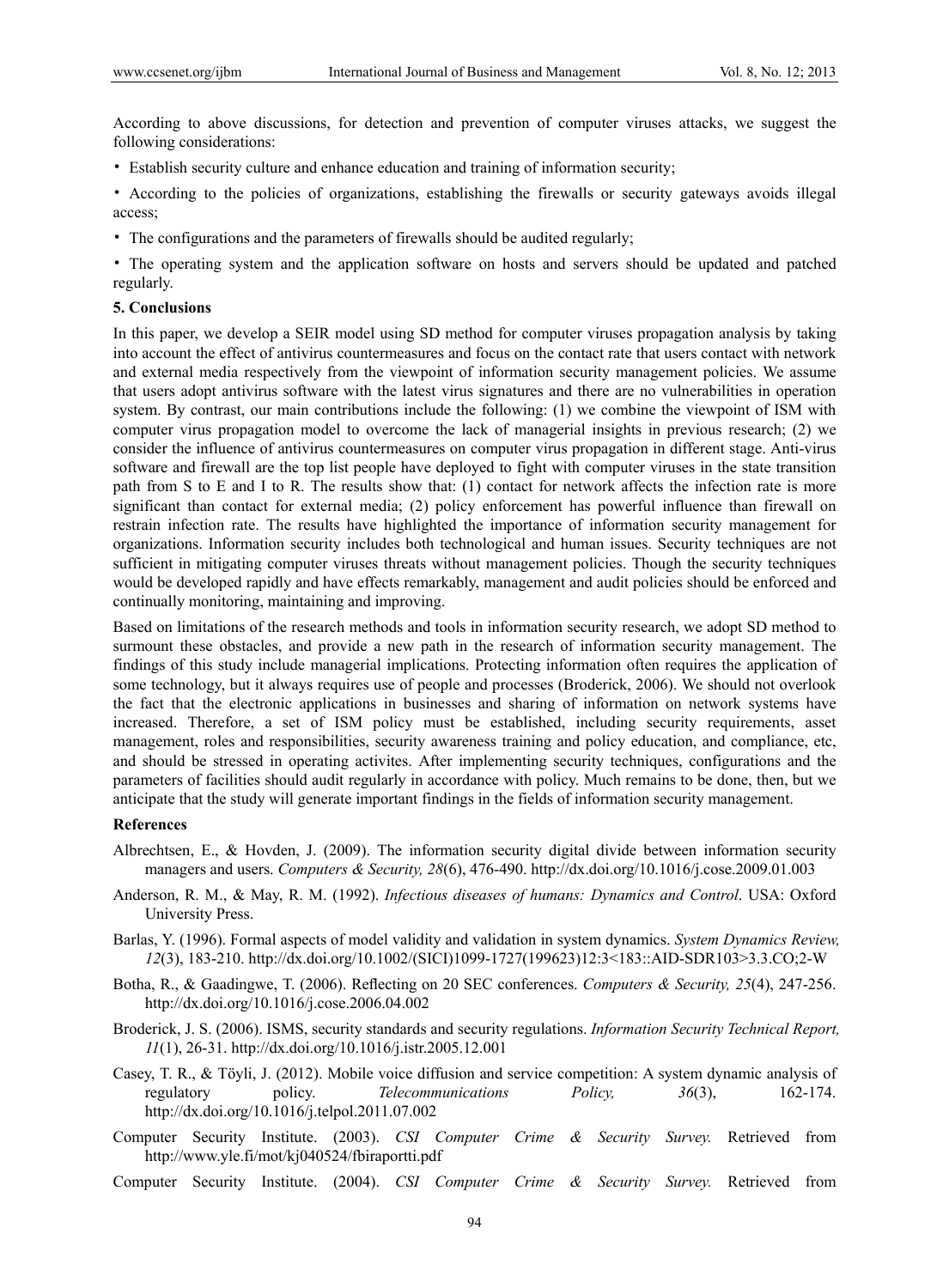According to above discussions, for detection and prevention of computer viruses attacks, we suggest the following considerations:

- Establish security culture and enhance education and training of information security;
- According to the policies of organizations, establishing the firewalls or security gateways avoids illegal access;
- The configurations and the parameters of firewalls should be audited regularly;
- The operating system and the application software on hosts and servers should be updated and patched regularly.

**5. Conclusions**

In this paper, we develop a SEIR model using SD method for computer viruses propagation analysis by taking into account the effect of antivirus countermeasures and focus on the contact rate that users contact with network and external media respectively from the viewpoint of information security management policies. We assume that users adopt antivirus software with the latest virus signatures and there are no vulnerabilities in operation system. By contrast, our main contributions include the following: (1) we combine the viewpoint of ISM with computer virus propagation model to overcome the lack of managerial insights in previous research; (2) we consider the influence of antivirus countermeasures on computer virus propagation in different stage. Anti-virus software and firewall are the top list people have deployed to fight with computer viruses in the state transition path from S to E and I to R. The results show that: (1) contact for network affects the infection rate is more significant than contact for external media; (2) policy enforcement has powerful influence than firewall on restrain infection rate. The results have highlighted the importance of information security management for organizations. Information security includes both technological and human issues. Security techniques are not sufficient in mitigating computer viruses threats without management policies. Though the security techniques would be developed rapidly and have effects remarkably, management and audit policies should be enforced and continually monitoring, maintaining and improving.

Based on limitations of the research methods and tools in information security research, we adopt SD method to surmount these obstacles, and provide a new path in the research of information security management. The findings of this study include managerial implications. Protecting information often requires the application of some technology, but it always requires use of people and processes (Broderick, 2006). We should not overlook the fact that the electronic applications in businesses and sharing of information on network systems have increased. Therefore, a set of ISM policy must be established, including security requirements, asset management, roles and responsibilities, security awareness training and policy education, and compliance, etc, and should be stressed in operating activites. After implementing security techniques, configurations and the parameters of facilities should audit regularly in accordance with policy. Much remains to be done, then, but we anticipate that the study will generate important findings in the fields of information security management.

**References**

Albrechtsen, E., & Hovden, J. (2009). The information security digital divide between information security managers and users. *Computers & Security, 28*(6), 476-490. http://dx.doi.org/10.1016/j.cose.2009.01.003

Anderson, R. M., & May, R. M. (1992). *Infectious diseases of humans: Dynamics and Control*. USA: Oxford University Press.

Barlas, Y. (1996). Formal aspects of model validity and validation in system dynamics. *System Dynamics Review, 12*(3), 183-210. http://dx.doi.org/10.1002/(SICI)1099-1727(199623)12:3<183::AID-SDR103>3.3.CO;2-W

Botha, R., & Gaadingwe, T. (2006). Reflecting on 20 SEC conferences. *Computers & Security, 25*(4), 247-256. http://dx.doi.org/10.1016/j.cose.2006.04.002

Broderick, J. S. (2006). ISMS, security standards and security regulations. *Information Security Technical Report, 11*(1), 26-31. http://dx.doi.org/10.1016/j.istr.2005.12.001

Casey, T. R., & Töyli, J. (2012). Mobile voice diffusion and service competition: A system dynamic analysis of regulatory policy. *Telecommunications Policy, 36*(3), 162-174. http://dx.doi.org/10.1016/j.telpol.2011.07.002

Computer Security Institute. (2003). *CSI Computer Crime & Security Survey.* Retrieved from http://www.yle.fi/mot/kj040524/fbiraportti.pdf

Computer Security Institute. (2004). *CSI Computer Crime & Security Survey.* Retrieved from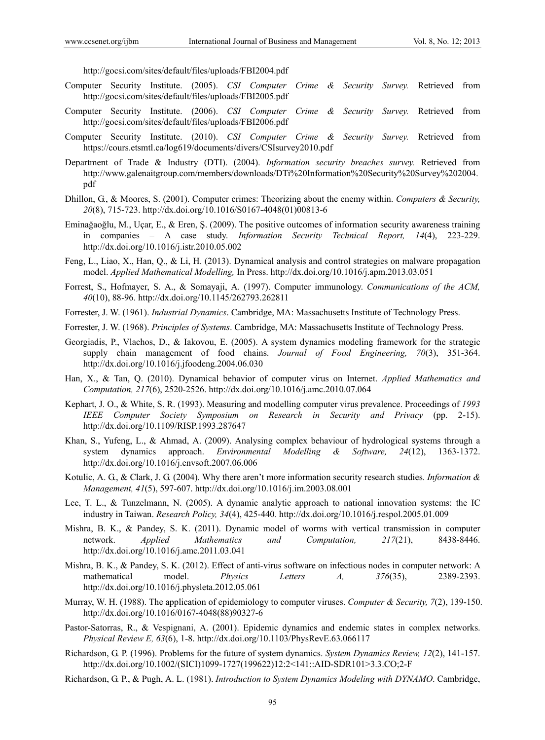http://gocsi.com/sites/default/files/uploads/FBI2004.pdf

Computer Security Institute. (2005). *CSI Computer Crime & Security Survey.* Retrieved from http://gocsi.com/sites/default/files/uploads/FBI2005.pdf

Computer Security Institute. (2006). *CSI Computer Crime & Security Survey.* Retrieved from http://gocsi.com/sites/default/files/uploads/FBI2006.pdf

Computer Security Institute. (2010). *CSI Computer Crime & Security Survey.* Retrieved from https://cours.etsmtl.ca/log619/documents/divers/CSIsurvey2010.pdf

Department of Trade & Industry (DTI). (2004). *Information security breaches survey.* Retrieved from http://www.galenaitgroup.com/members/downloads/DTi%20Information%20Security%20Survey%202004.pdf

Dhillon, G., & Moores, S. (2001). Computer crimes: Theorizing about the enemy within. *Computers & Security, 20*(8), 715-723. http://dx.doi.org/10.1016/S0167-4048(01)00813-6

Eminağaoğlu, M., Uçar, E., & Eren, Ş. (2009). The positive outcomes of information security awareness training in companies – A case study. *Information Security Technical Report, 14*(4), 223-229. http://dx.doi.org/10.1016/j.istr.2010.05.002

Feng, L., Liao, X., Han, Q., & Li, H. (2013). Dynamical analysis and control strategies on malware propagation model. *Applied Mathematical Modelling,* In Press. http://dx.doi.org/10.1016/j.apm.2013.03.051

Forrest, S., Hofmayer, S. A., & Somayaji, A. (1997). Computer immunology. *Communications of the ACM, 40*(10), 88-96. http://dx.doi.org/10.1145/262793.262811

Forrester, J. W. (1961). *Industrial Dynamics*. Cambridge, MA: Massachusetts Institute of Technology Press.

Forrester, J. W. (1968). *Principles of Systems*. Cambridge, MA: Massachusetts Institute of Technology Press.

Georgiadis, P., Vlachos, D., & Iakovou, E. (2005). A system dynamics modeling framework for the strategic supply chain management of food chains. *Journal of Food Engineering, 70*(3), 351-364. http://dx.doi.org/10.1016/j.jfoodeng.2004.06.030

Han, X., & Tan, Q. (2010). Dynamical behavior of computer virus on Internet. *Applied Mathematics and Computation, 217*(6), 2520-2526. http://dx.doi.org/10.1016/j.amc.2010.07.064

Kephart, J. O., & White, S. R. (1993). Measuring and modelling computer virus prevalence. Proceedings of *1993 IEEE Computer Society Symposium on Research in Security and Privacy* (pp. 2-15). http://dx.doi.org/10.1109/RISP.1993.287647

Khan, S., Yufeng, L., & Ahmad, A. (2009). Analysing complex behaviour of hydrological systems through a system dynamics approach. *Environmental Modelling & Software, 24*(12), 1363-1372. http://dx.doi.org/10.1016/j.envsoft.2007.06.006

Kotulic, A. G., & Clark, J. G. (2004). Why there aren't more information security research studies. *Information & Management, 41*(5), 597-607. http://dx.doi.org/10.1016/j.im.2003.08.001

Lee, T. L., & Tunzelmann, N. (2005). A dynamic analytic approach to national innovation systems: the IC industry in Taiwan. *Research Policy, 34*(4), 425-440. http://dx.doi.org/10.1016/j.respol.2005.01.009

Mishra, B. K., & Pandey, S. K. (2011). Dynamic model of worms with vertical transmission in computer network. *Applied Mathematics and Computation, 217*(21), 8438-8446. http://dx.doi.org/10.1016/j.amc.2011.03.041

Mishra, B. K., & Pandey, S. K. (2012). Effect of anti-virus software on infectious nodes in computer network: A mathematical model. *Physics Letters A, 376*(35), 2389-2393. http://dx.doi.org/10.1016/j.physleta.2012.05.061

Murray, W. H. (1988). The application of epidemiology to computer viruses. *Computer & Security, 7*(2), 139-150. http://dx.doi.org/10.1016/0167-4048(88)90327-6

Pastor-Satorras, R., & Vespignani, A. (2001). Epidemic dynamics and endemic states in complex networks. *Physical Review E, 63*(6), 1-8. http://dx.doi.org/10.1103/PhysRevE.63.066117

Richardson, G. P. (1996). Problems for the future of system dynamics. *System Dynamics Review, 12*(2), 141-157. http://dx.doi.org/10.1002/(SICI)1099-1727(199622)12:2<141::AID-SDR101>3.3.CO;2-F

Richardson, G. P., & Pugh, A. L. (1981). *Introduction to System Dynamics Modeling with DYNAMO*. Cambridge,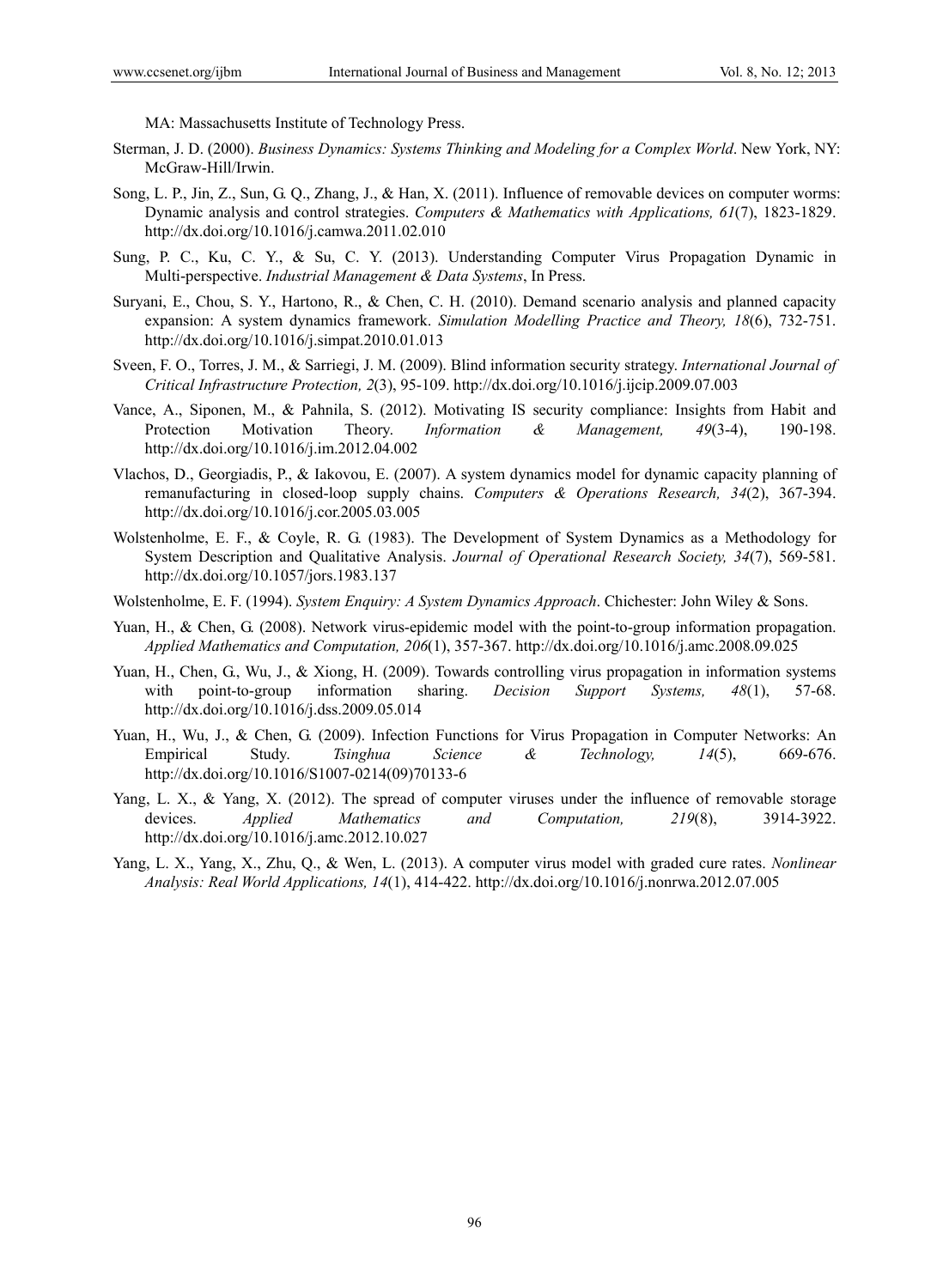MA: Massachusetts Institute of Technology Press.

Sterman, J. D. (2000). *Business Dynamics: Systems Thinking and Modeling for a Complex World*. New York, NY: McGraw-Hill/Irwin.

Song, L. P., Jin, Z., Sun, G. Q., Zhang, J., & Han, X. (2011). Influence of removable devices on computer worms: Dynamic analysis and control strategies. *Computers & Mathematics with Applications, 61*(7), 1823-1829. http://dx.doi.org/10.1016/j.camwa.2011.02.010

Sung, P. C., Ku, C. Y., & Su, C. Y. (2013). Understanding Computer Virus Propagation Dynamic in Multi-perspective. *Industrial Management & Data Systems*, In Press.

Suryani, E., Chou, S. Y., Hartono, R., & Chen, C. H. (2010). Demand scenario analysis and planned capacity expansion: A system dynamics framework. *Simulation Modelling Practice and Theory, 18*(6), 732-751. http://dx.doi.org/10.1016/j.simpat.2010.01.013

Sveen, F. O., Torres, J. M., & Sarriegi, J. M. (2009). Blind information security strategy. *International Journal of Critical Infrastructure Protection, 2*(3), 95-109. http://dx.doi.org/10.1016/j.ijcip.2009.07.003

Vance, A., Siponen, M., & Pahnila, S. (2012). Motivating IS security compliance: Insights from Habit and Protection Motivation Theory. *Information & Management, 49*(3-4), 190-198. http://dx.doi.org/10.1016/j.im.2012.04.002

Vlachos, D., Georgiadis, P., & Iakovou, E. (2007). A system dynamics model for dynamic capacity planning of remanufacturing in closed-loop supply chains. *Computers & Operations Research, 34*(2), 367-394. http://dx.doi.org/10.1016/j.cor.2005.03.005

Wolstenholme, E. F., & Coyle, R. G. (1983). The Development of System Dynamics as a Methodology for System Description and Qualitative Analysis. *Journal of Operational Research Society, 34*(7), 569-581. http://dx.doi.org/10.1057/jors.1983.137

Wolstenholme, E. F. (1994). *System Enquiry: A System Dynamics Approach*. Chichester: John Wiley & Sons.

Yuan, H., & Chen, G. (2008). Network virus-epidemic model with the point-to-group information propagation. *Applied Mathematics and Computation, 206*(1), 357-367. http://dx.doi.org/10.1016/j.amc.2008.09.025

Yuan, H., Chen, G., Wu, J., & Xiong, H. (2009). Towards controlling virus propagation in information systems with point-to-group information sharing. *Decision Support Systems, 48*(1), 57-68. http://dx.doi.org/10.1016/j.dss.2009.05.014

Yuan, H., Wu, J., & Chen, G. (2009). Infection Functions for Virus Propagation in Computer Networks: An Empirical Study. *Tsinghua Science & Technology, 14*(5), 669-676. http://dx.doi.org/10.1016/S1007-0214(09)70133-6

Yang, L. X., & Yang, X. (2012). The spread of computer viruses under the influence of removable storage devices. *Applied Mathematics and Computation, 219*(8), 3914-3922. http://dx.doi.org/10.1016/j.amc.2012.10.027

Yang, L. X., Yang, X., Zhu, Q., & Wen, L. (2013). A computer virus model with graded cure rates. *Nonlinear Analysis: Real World Applications, 14*(1), 414-422. http://dx.doi.org/10.1016/j.nonrwa.2012.07.005